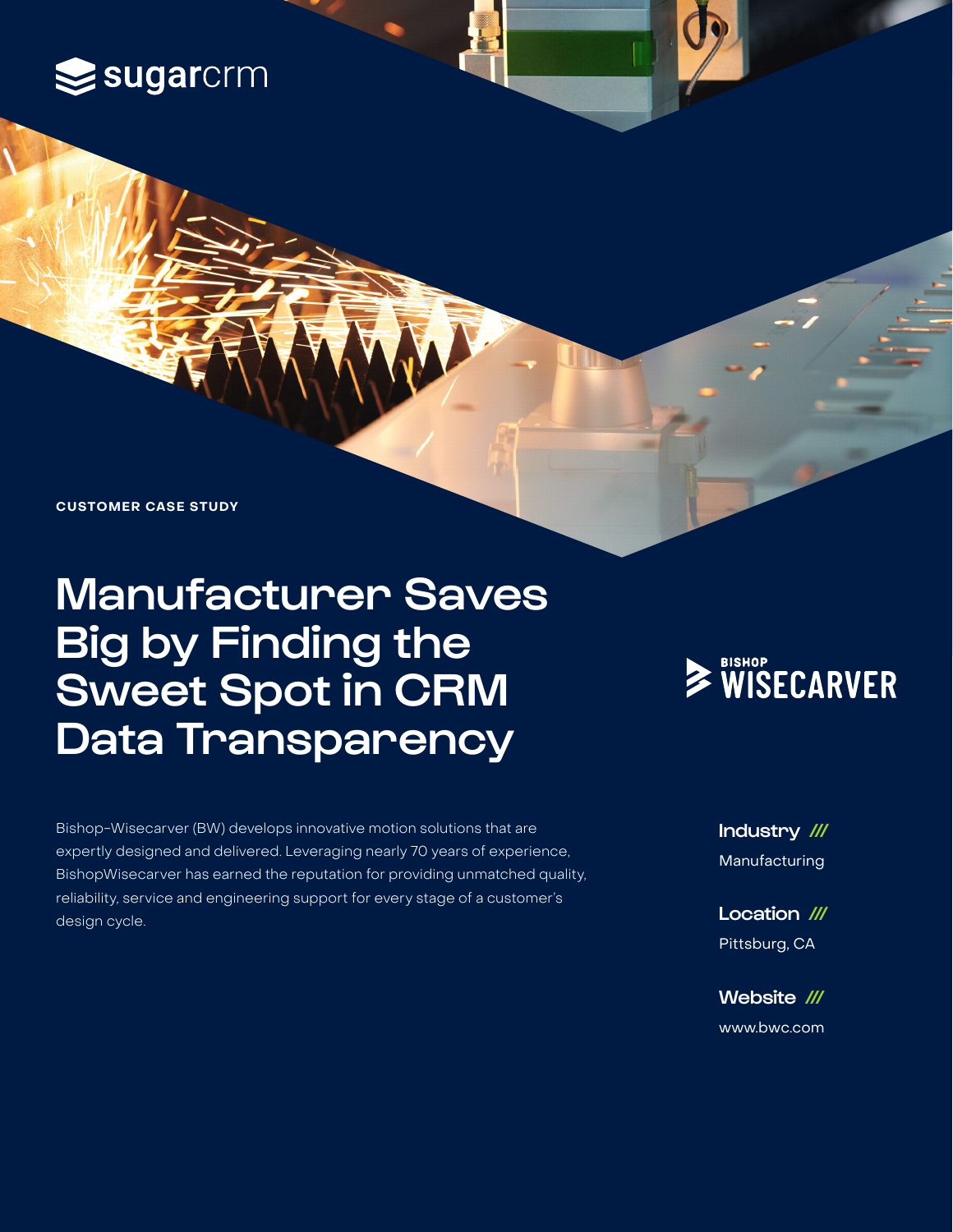sugarcrm

**CUSTOMER CASE STUDY**

# Manufacturer Saves Big by Finding the Sweet Spot in CRM Data Transparency

BISHOP WISECARVER

Bishop-Wisecarver (BW) develops innovative motion solutions that are expertly designed and delivered. Leveraging nearly 70 years of experience, BishopWisecarver has earned the reputation for providing unmatched quality, reliability, service and engineering support for every stage of a customer's design cycle.

**Industry ///**

Manufacturing

**Location ///**

Pittsburg, CA

**Website ///**

www.bwc.com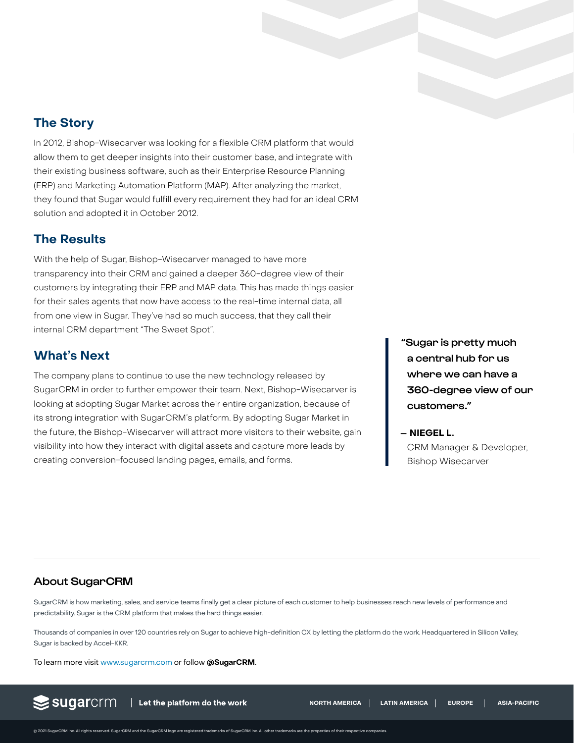## The Story

In 2012, Bishop-Wisecarver was looking for a flexible CRM platform that would allow them to get deeper insights into their customer base, and integrate with their existing business software, such as their Enterprise Resource Planning (ERP) and Marketing Automation Platform (MAP). After analyzing the market, they found that Sugar would fulfill every requirement they had for an ideal CRM solution and adopted it in October 2012.

## The Results

With the help of Sugar, Bishop-Wisecarver managed to have more transparency into their CRM and gained a deeper 360-degree view of their customers by integrating their ERP and MAP data. This has made things easier for their sales agents that now have access to the real-time internal data, all from one view in Sugar. They've had so much success, that they call their internal CRM department "The Sweet Spot".

## What's Next

The company plans to continue to use the new technology released by SugarCRM in order to further empower their team. Next, Bishop-Wisecarver is looking at adopting Sugar Market across their entire organization, because of its strong integration with SugarCRM's platform. By adopting Sugar Market in the future, the Bishop-Wisecarver will attract more visitors to their website, gain visibility into how they interact with digital assets and capture more leads by creating conversion-focused landing pages, emails, and forms.

> **"Sugar is pretty much a central hub for us where we can have a 360-degree view of our customers."**
>
> **— NIEGEL L.**
> CRM Manager & Developer, Bishop Wisecarver

---

### About SugarCRM

SugarCRM is how marketing, sales, and service teams finally get a clear picture of each customer to help businesses reach new levels of performance and predictability. Sugar is the CRM platform that makes the hard things easier.

Thousands of companies in over 120 countries rely on Sugar to achieve high-definition CX by letting the platform do the work. Headquartered in Silicon Valley, Sugar is backed by Accel-KKR.

To learn more visit www.sugarcrm.com or follow **@SugarCRM**.

sugarcrm | **Let the platform do the work**

**NORTH AMERICA** | **LATIN AMERICA** | **EUROPE** | **ASIA-PACIFIC**

© 2021 SugarCRM Inc. All rights reserved. SugarCRM and the SugarCRM logo are registered trademarks of SugarCRM Inc. All other trademarks are the properties of their respective companies.